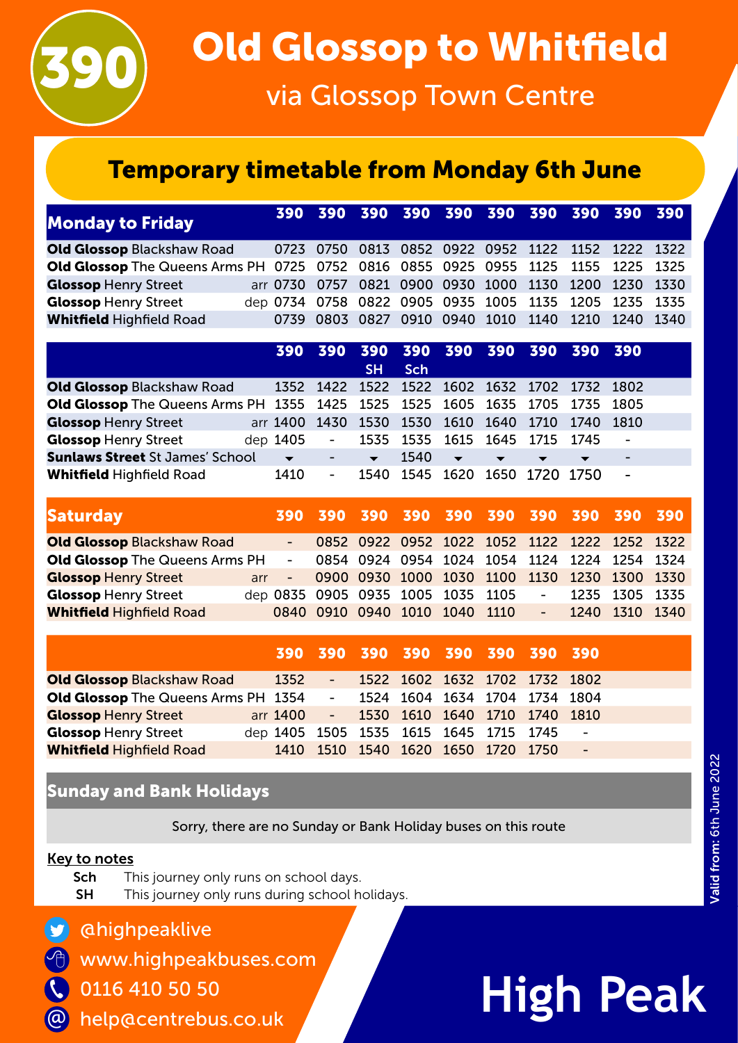# 390 Old Glossop to Whitfield

## via Glossop Town Centre

## Temporary timetable from Monday 6th June

### Monday to Friday

| | | 390 | 390 | 390 | 390 | 390 | 390 | 390 | 390 | 390 | 390 |
|---|---|---|---|---|---|---|---|---|---|---|---|
| **Old Glossop** Blackshaw Road | | 0723 | 0750 | 0813 | 0852 | 0922 | 0952 | 1122 | 1152 | 1222 | 1322 |
| **Old Glossop** The Queens Arms PH | | 0725 | 0752 | 0816 | 0855 | 0925 | 0955 | 1125 | 1155 | 1225 | 1325 |
| **Glossop** Henry Street | arr | 0730 | 0757 | 0821 | 0900 | 0930 | 1000 | 1130 | 1200 | 1230 | 1330 |
| **Glossop** Henry Street | dep | 0734 | 0758 | 0822 | 0905 | 0935 | 1005 | 1135 | 1205 | 1235 | 1335 |
| **Whitfield** Highfield Road | | 0739 | 0803 | 0827 | 0910 | 0940 | 1010 | 1140 | 1210 | 1240 | 1340 |

| | | 390 | 390 | 390 SH | 390 Sch | 390 | 390 | 390 | 390 | 390 |
|---|---|---|---|---|---|---|---|---|---|---|
| **Old Glossop** Blackshaw Road | | 1352 | 1422 | 1522 | 1522 | 1602 | 1632 | 1702 | 1732 | 1802 |
| **Old Glossop** The Queens Arms PH | | 1355 | 1425 | 1525 | 1525 | 1605 | 1635 | 1705 | 1735 | 1805 |
| **Glossop** Henry Street | arr | 1400 | 1430 | 1530 | 1530 | 1610 | 1640 | 1710 | 1740 | 1810 |
| **Glossop** Henry Street | dep | 1405 | - | 1535 | 1535 | 1615 | 1645 | 1715 | 1745 | - |
| **Sunlaws Street** St James' School | | ▼ | - | ▼ | 1540 | ▼ | ▼ | ▼ | ▼ | - |
| **Whitfield** Highfield Road | | 1410 | - | 1540 | 1545 | 1620 | 1650 | 1720 | 1750 | - |

### Saturday

| | | 390 | 390 | 390 | 390 | 390 | 390 | 390 | 390 | 390 | 390 |
|---|---|---|---|---|---|---|---|---|---|---|---|
| **Old Glossop** Blackshaw Road | | - | 0852 | 0922 | 0952 | 1022 | 1052 | 1122 | 1222 | 1252 | 1322 |
| **Old Glossop** The Queens Arms PH | | - | 0854 | 0924 | 0954 | 1024 | 1054 | 1124 | 1224 | 1254 | 1324 |
| **Glossop** Henry Street | arr | - | 0900 | 0930 | 1000 | 1030 | 1100 | 1130 | 1230 | 1300 | 1330 |
| **Glossop** Henry Street | dep | 0835 | 0905 | 0935 | 1005 | 1035 | 1105 | - | 1235 | 1305 | 1335 |
| **Whitfield** Highfield Road | | 0840 | 0910 | 0940 | 1010 | 1040 | 1110 | - | 1240 | 1310 | 1340 |

| | | 390 | 390 | 390 | 390 | 390 | 390 | 390 | 390 |
|---|---|---|---|---|---|---|---|---|---|
| **Old Glossop** Blackshaw Road | | 1352 | - | 1522 | 1602 | 1632 | 1702 | 1732 | 1802 |
| **Old Glossop** The Queens Arms PH | | 1354 | - | 1524 | 1604 | 1634 | 1704 | 1734 | 1804 |
| **Glossop** Henry Street | arr | 1400 | - | 1530 | 1610 | 1640 | 1710 | 1740 | 1810 |
| **Glossop** Henry Street | dep | 1405 | 1505 | 1535 | 1615 | 1645 | 1715 | 1745 | - |
| **Whitfield** Highfield Road | | 1410 | 1510 | 1540 | 1620 | 1650 | 1720 | 1750 | - |

### Sunday and Bank Holidays

Sorry, there are no Sunday or Bank Holiday buses on this route

**Key to notes**

- **Sch** This journey only runs on school days.
- **SH** This journey only runs during school holidays.

Valid from: 6th June 2022

- @highpeaklive
- www.highpeakbuses.com
- 0116 410 50 50
- help@centrebus.co.uk

**High Peak**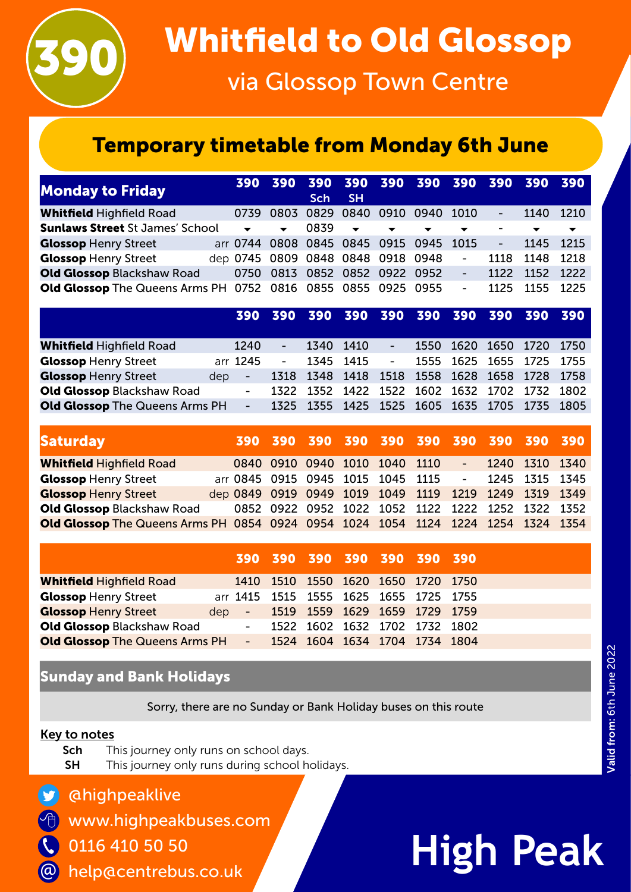# 390 Whitfield to Old Glossop

## via Glossop Town Centre

## Temporary timetable from Monday 6th June

| Monday to Friday | | 390 | 390 | 390 Sch | 390 SH | 390 | 390 | 390 | 390 | 390 | 390 |
|---|---|---|---|---|---|---|---|---|---|---|---|
| **Whitfield** Highfield Road | | 0739 | 0803 | 0829 | 0840 | 0910 | 0940 | 1010 | - | 1140 | 1210 |
| **Sunlaws Street** St James' School | | ▼ | ▼ | 0839 | ▼ | ▼ | ▼ | ▼ | - | ▼ | ▼ |
| **Glossop** Henry Street | arr | 0744 | 0808 | 0845 | 0845 | 0915 | 0945 | 1015 | - | 1145 | 1215 |
| **Glossop** Henry Street | dep | 0745 | 0809 | 0848 | 0848 | 0918 | 0948 | - | 1118 | 1148 | 1218 |
| **Old Glossop** Blackshaw Road | | 0750 | 0813 | 0852 | 0852 | 0922 | 0952 | - | 1122 | 1152 | 1222 |
| **Old Glossop** The Queens Arms PH | | 0752 | 0816 | 0855 | 0855 | 0925 | 0955 | - | 1125 | 1155 | 1225 |

| | | 390 | 390 | 390 | 390 | 390 | 390 | 390 | 390 | 390 | 390 |
|---|---|---|---|---|---|---|---|---|---|---|---|
| **Whitfield** Highfield Road | | 1240 | - | 1340 | 1410 | - | 1550 | 1620 | 1650 | 1720 | 1750 |
| **Glossop** Henry Street | arr | 1245 | - | 1345 | 1415 | - | 1555 | 1625 | 1655 | 1725 | 1755 |
| **Glossop** Henry Street | dep | - | 1318 | 1348 | 1418 | 1518 | 1558 | 1628 | 1658 | 1728 | 1758 |
| **Old Glossop** Blackshaw Road | | - | 1322 | 1352 | 1422 | 1522 | 1602 | 1632 | 1702 | 1732 | 1802 |
| **Old Glossop** The Queens Arms PH | | - | 1325 | 1355 | 1425 | 1525 | 1605 | 1635 | 1705 | 1735 | 1805 |

| Saturday | | 390 | 390 | 390 | 390 | 390 | 390 | 390 | 390 | 390 | 390 |
|---|---|---|---|---|---|---|---|---|---|---|---|
| **Whitfield** Highfield Road | | 0840 | 0910 | 0940 | 1010 | 1040 | 1110 | - | 1240 | 1310 | 1340 |
| **Glossop** Henry Street | arr | 0845 | 0915 | 0945 | 1015 | 1045 | 1115 | - | 1245 | 1315 | 1345 |
| **Glossop** Henry Street | dep | 0849 | 0919 | 0949 | 1019 | 1049 | 1119 | 1219 | 1249 | 1319 | 1349 |
| **Old Glossop** Blackshaw Road | | 0852 | 0922 | 0952 | 1022 | 1052 | 1122 | 1222 | 1252 | 1322 | 1352 |
| **Old Glossop** The Queens Arms PH | | 0854 | 0924 | 0954 | 1024 | 1054 | 1124 | 1224 | 1254 | 1324 | 1354 |

| | | 390 | 390 | 390 | 390 | 390 | 390 | 390 |
|---|---|---|---|---|---|---|---|---|
| **Whitfield** Highfield Road | | 1410 | 1510 | 1550 | 1620 | 1650 | 1720 | 1750 |
| **Glossop** Henry Street | arr | 1415 | 1515 | 1555 | 1625 | 1655 | 1725 | 1755 |
| **Glossop** Henry Street | dep | - | 1519 | 1559 | 1629 | 1659 | 1729 | 1759 |
| **Old Glossop** Blackshaw Road | | - | 1522 | 1602 | 1632 | 1702 | 1732 | 1802 |
| **Old Glossop** The Queens Arms PH | | - | 1524 | 1604 | 1634 | 1704 | 1734 | 1804 |

## Sunday and Bank Holidays

Sorry, there are no Sunday or Bank Holiday buses on this route

**Key to notes**

- **Sch** This journey only runs on school days.
- **SH** This journey only runs during school holidays.

Valid from: 6th June 2022

@highpeaklive
www.highpeakbuses.com
0116 410 50 50
help@centrebus.co.uk

High Peak